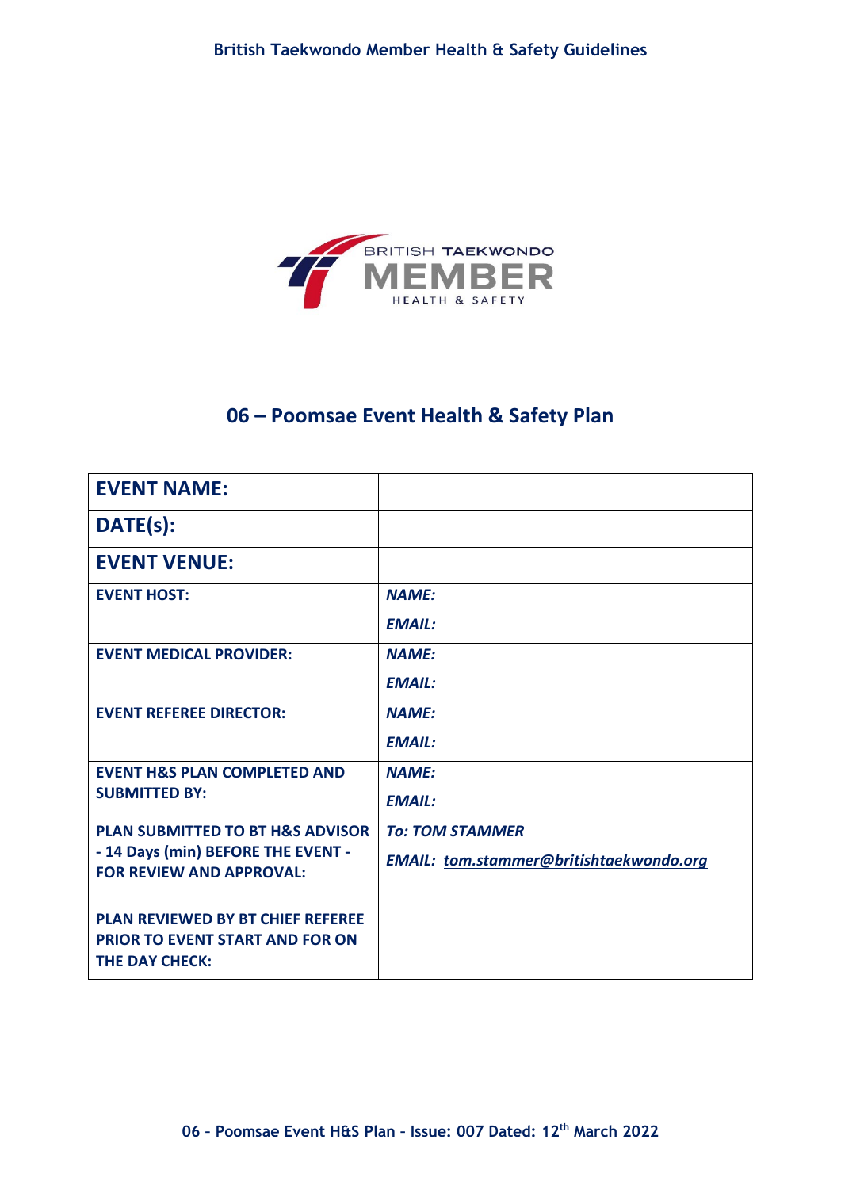# 06 – Poomsae Event Health & Safety Plan

| | |
|---|---|
| **EVENT NAME:** | |
| **DATE(s):** | |
| **EVENT VENUE:** | |
| **EVENT HOST:** | ***NAME:*** <br> ***EMAIL:*** |
| **EVENT MEDICAL PROVIDER:** | ***NAME:*** <br> ***EMAIL:*** |
| **EVENT REFEREE DIRECTOR:** | ***NAME:*** <br> ***EMAIL:*** |
| **EVENT H&S PLAN COMPLETED AND SUBMITTED BY:** | ***NAME:*** <br> ***EMAIL:*** |
| **PLAN SUBMITTED TO BT H&S ADVISOR - 14 Days (min) BEFORE THE EVENT - FOR REVIEW AND APPROVAL:** | ***To: TOM STAMMER*** <br> ***EMAIL: tom.stammer@britishtaekwondo.org*** |
| **PLAN REVIEWED BY BT CHIEF REFEREE PRIOR TO EVENT START AND FOR ON THE DAY CHECK:** | |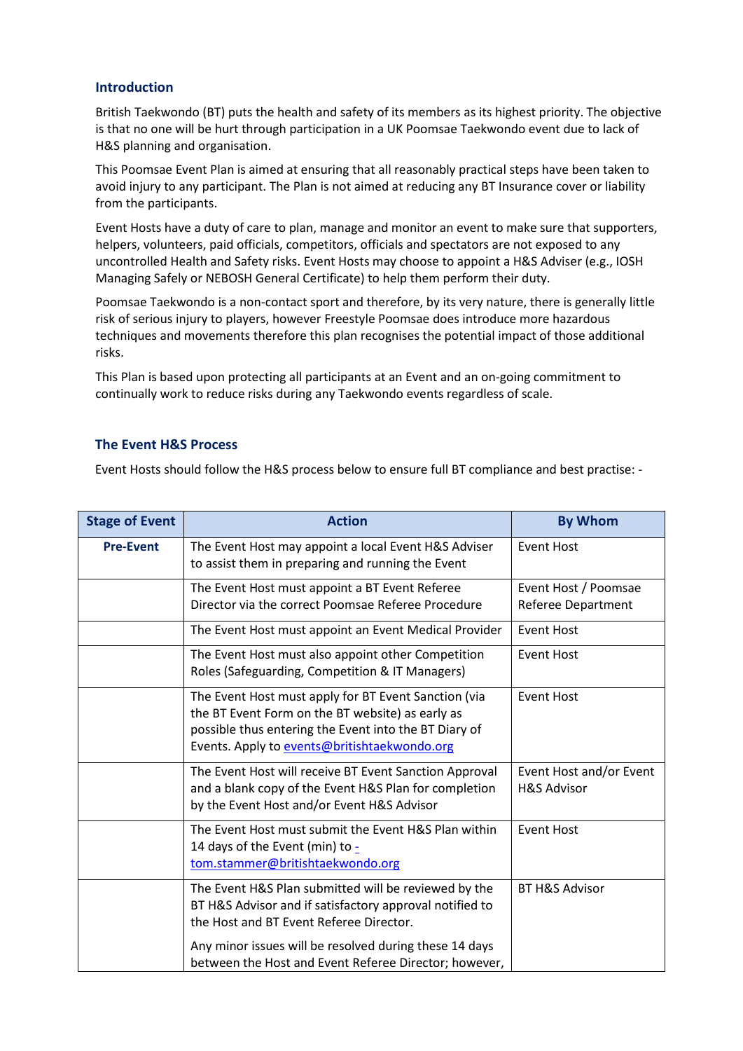## Introduction

British Taekwondo (BT) puts the health and safety of its members as its highest priority. The objective is that no one will be hurt through participation in a UK Poomsae Taekwondo event due to lack of H&S planning and organisation.

This Poomsae Event Plan is aimed at ensuring that all reasonably practical steps have been taken to avoid injury to any participant. The Plan is not aimed at reducing any BT Insurance cover or liability from the participants.

Event Hosts have a duty of care to plan, manage and monitor an event to make sure that supporters, helpers, volunteers, paid officials, competitors, officials and spectators are not exposed to any uncontrolled Health and Safety risks. Event Hosts may choose to appoint a H&S Adviser (e.g., IOSH Managing Safely or NEBOSH General Certificate) to help them perform their duty.

Poomsae Taekwondo is a non-contact sport and therefore, by its very nature, there is generally little risk of serious injury to players, however Freestyle Poomsae does introduce more hazardous techniques and movements therefore this plan recognises the potential impact of those additional risks.

This Plan is based upon protecting all participants at an Event and an on-going commitment to continually work to reduce risks during any Taekwondo events regardless of scale.

## The Event H&S Process

Event Hosts should follow the H&S process below to ensure full BT compliance and best practise: -

| Stage of Event | Action | By Whom |
|---|---|---|
| **Pre-Event** | The Event Host may appoint a local Event H&S Adviser to assist them in preparing and running the Event | Event Host |
| | The Event Host must appoint a BT Event Referee Director via the correct Poomsae Referee Procedure | Event Host / Poomsae Referee Department |
| | The Event Host must appoint an Event Medical Provider | Event Host |
| | The Event Host must also appoint other Competition Roles (Safeguarding, Competition & IT Managers) | Event Host |
| | The Event Host must apply for BT Event Sanction (via the BT Event Form on the BT website) as early as possible thus entering the Event into the BT Diary of Events. Apply to events@britishtaekwondo.org | Event Host |
| | The Event Host will receive BT Event Sanction Approval and a blank copy of the Event H&S Plan for completion by the Event Host and/or Event H&S Advisor | Event Host and/or Event H&S Advisor |
| | The Event Host must submit the Event H&S Plan within 14 days of the Event (min) to - tom.stammer@britishtaekwondo.org | Event Host |
| | The Event H&S Plan submitted will be reviewed by the BT H&S Advisor and if satisfactory approval notified to the Host and BT Event Referee Director.<br><br>Any minor issues will be resolved during these 14 days between the Host and Event Referee Director; however, | BT H&S Advisor |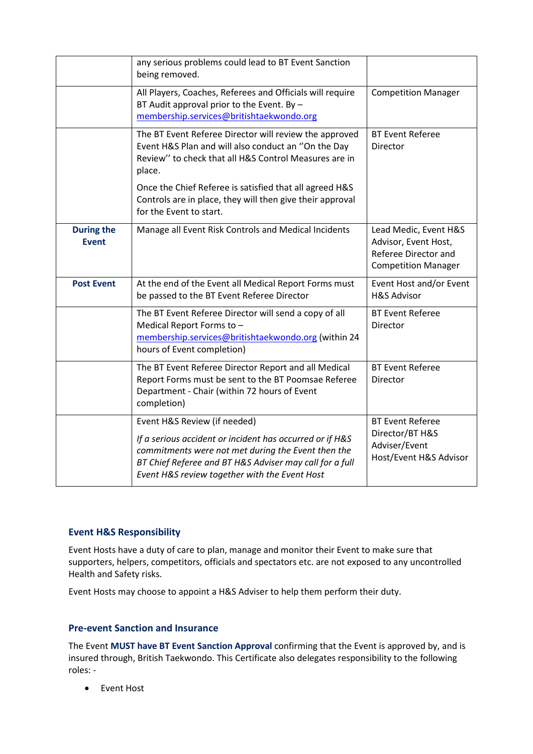| | | |
|---|---|---|
| | any serious problems could lead to BT Event Sanction being removed. | |
| | All Players, Coaches, Referees and Officials will require BT Audit approval prior to the Event. By – membership.services@britishtaekwondo.org | Competition Manager |
| | The BT Event Referee Director will review the approved Event H&S Plan and will also conduct an ''On the Day Review'' to check that all H&S Control Measures are in place.<br><br>Once the Chief Referee is satisfied that all agreed H&S Controls are in place, they will then give their approval for the Event to start. | BT Event Referee Director |
| **During the Event** | Manage all Event Risk Controls and Medical Incidents | Lead Medic, Event H&S Advisor, Event Host, Referee Director and Competition Manager |
| **Post Event** | At the end of the Event all Medical Report Forms must be passed to the BT Event Referee Director | Event Host and/or Event H&S Advisor |
| | The BT Event Referee Director will send a copy of all Medical Report Forms to – membership.services@britishtaekwondo.org (within 24 hours of Event completion) | BT Event Referee Director |
| | The BT Event Referee Director Report and all Medical Report Forms must be sent to the BT Poomsae Referee Department - Chair (within 72 hours of Event completion) | BT Event Referee Director |
| | Event H&S Review (if needed)<br><br>*If a serious accident or incident has occurred or if H&S commitments were not met during the Event then the BT Chief Referee and BT H&S Adviser may call for a full Event H&S review together with the Event Host* | BT Event Referee Director/BT H&S Adviser/Event Host/Event H&S Advisor |

## Event H&S Responsibility

Event Hosts have a duty of care to plan, manage and monitor their Event to make sure that supporters, helpers, competitors, officials and spectators etc. are not exposed to any uncontrolled Health and Safety risks.

Event Hosts may choose to appoint a H&S Adviser to help them perform their duty.

## Pre-event Sanction and Insurance

The Event **MUST have BT Event Sanction Approval** confirming that the Event is approved by, and is insured through, British Taekwondo. This Certificate also delegates responsibility to the following roles: -

- Event Host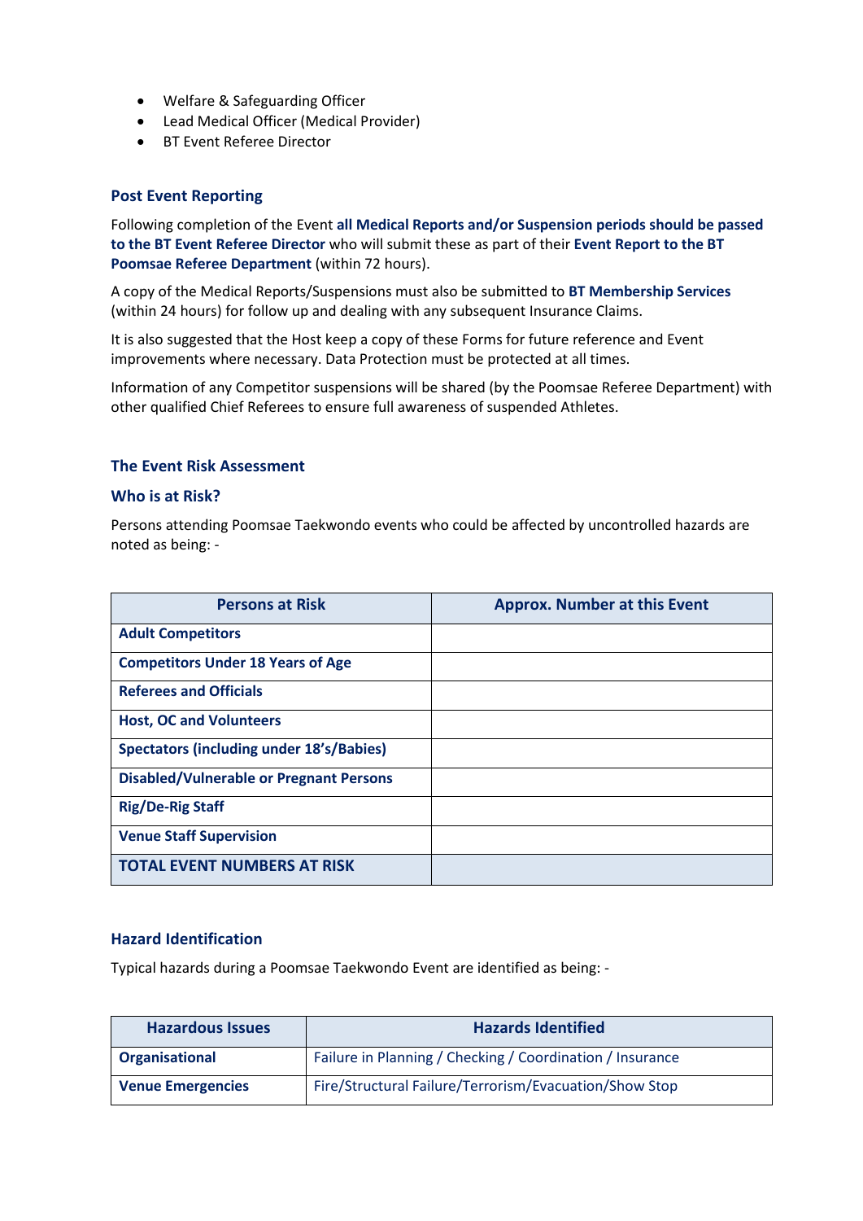- Welfare & Safeguarding Officer
- Lead Medical Officer (Medical Provider)
- BT Event Referee Director

### Post Event Reporting

Following completion of the Event **all Medical Reports and/or Suspension periods should be passed to the BT Event Referee Director** who will submit these as part of their **Event Report to the BT Poomsae Referee Department** (within 72 hours).

A copy of the Medical Reports/Suspensions must also be submitted to **BT Membership Services** (within 24 hours) for follow up and dealing with any subsequent Insurance Claims.

It is also suggested that the Host keep a copy of these Forms for future reference and Event improvements where necessary. Data Protection must be protected at all times.

Information of any Competitor suspensions will be shared (by the Poomsae Referee Department) with other qualified Chief Referees to ensure full awareness of suspended Athletes.

### The Event Risk Assessment

### Who is at Risk?

Persons attending Poomsae Taekwondo events who could be affected by uncontrolled hazards are noted as being: -

| Persons at Risk | Approx. Number at this Event |
|---|---|
| **Adult Competitors** | |
| **Competitors Under 18 Years of Age** | |
| **Referees and Officials** | |
| **Host, OC and Volunteers** | |
| **Spectators (including under 18's/Babies)** | |
| **Disabled/Vulnerable or Pregnant Persons** | |
| **Rig/De-Rig Staff** | |
| **Venue Staff Supervision** | |
| **TOTAL EVENT NUMBERS AT RISK** | |

### Hazard Identification

Typical hazards during a Poomsae Taekwondo Event are identified as being: -

| Hazardous Issues | Hazards Identified |
|---|---|
| **Organisational** | Failure in Planning / Checking / Coordination / Insurance |
| **Venue Emergencies** | Fire/Structural Failure/Terrorism/Evacuation/Show Stop |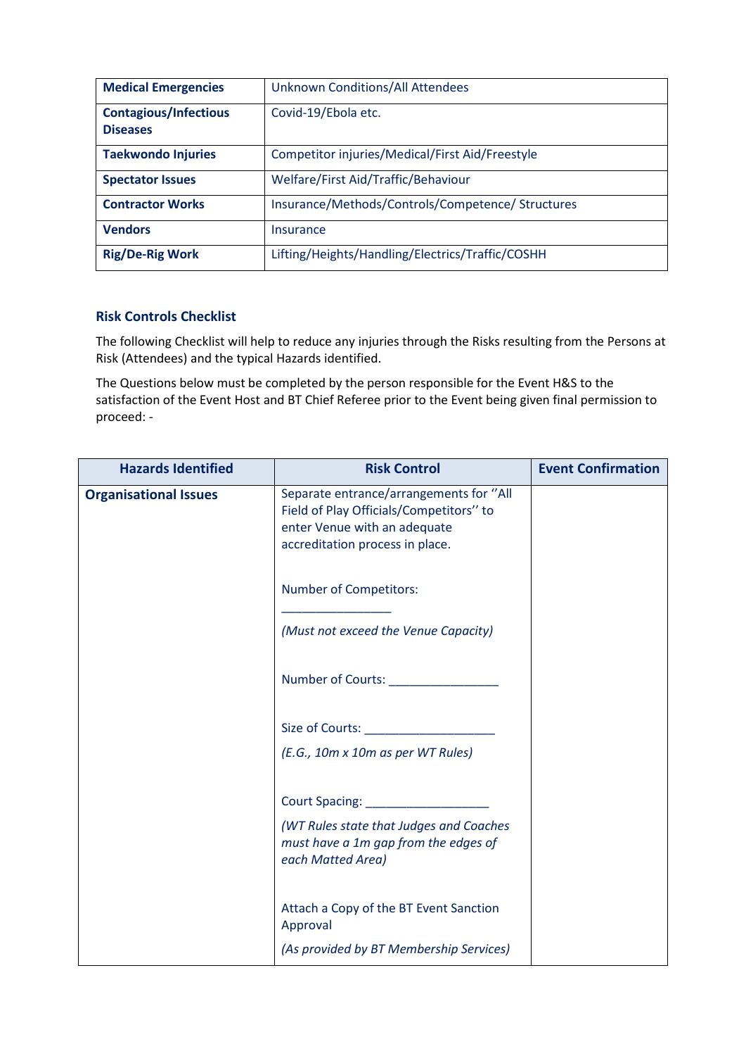| | |
|---|---|
| **Medical Emergencies** | Unknown Conditions/All Attendees |
| **Contagious/Infectious Diseases** | Covid-19/Ebola etc. |
| **Taekwondo Injuries** | Competitor injuries/Medical/First Aid/Freestyle |
| **Spectator Issues** | Welfare/First Aid/Traffic/Behaviour |
| **Contractor Works** | Insurance/Methods/Controls/Competence/ Structures |
| **Vendors** | Insurance |
| **Rig/De-Rig Work** | Lifting/Heights/Handling/Electrics/Traffic/COSHH |

### Risk Controls Checklist

The following Checklist will help to reduce any injuries through the Risks resulting from the Persons at Risk (Attendees) and the typical Hazards identified.

The Questions below must be completed by the person responsible for the Event H&S to the satisfaction of the Event Host and BT Chief Referee prior to the Event being given final permission to proceed: -

| Hazards Identified | Risk Control | Event Confirmation |
|---|---|---|
| **Organisational Issues** | Separate entrance/arrangements for ''All Field of Play Officials/Competitors'' to enter Venue with an adequate accreditation process in place.<br><br>Number of Competitors: ________________<br><br>*(Must not exceed the Venue Capacity)*<br><br>Number of Courts: ________________<br><br>Size of Courts: ___________________<br><br>*(E.G., 10m x 10m as per WT Rules)*<br><br>Court Spacing: __________________<br><br>*(WT Rules state that Judges and Coaches must have a 1m gap from the edges of each Matted Area)*<br><br>Attach a Copy of the BT Event Sanction Approval<br><br>*(As provided by BT Membership Services)* | |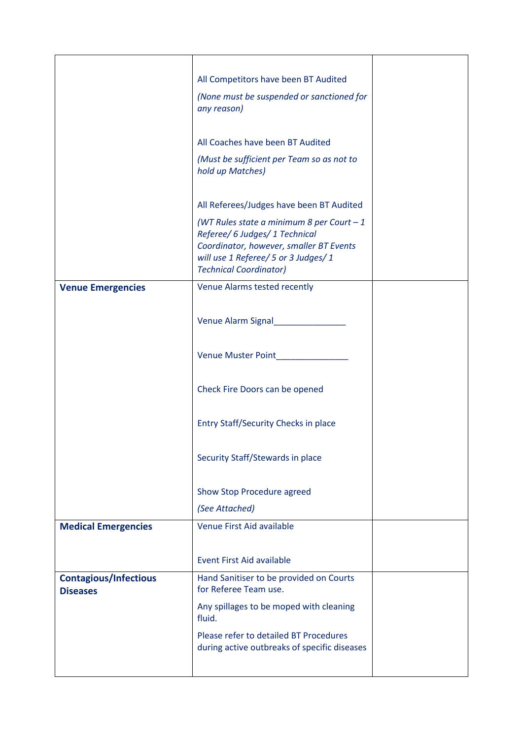| | | |
|---|---|---|
| | All Competitors have been BT Audited<br>*(None must be suspended or sanctioned for any reason)*<br><br>All Coaches have been BT Audited<br>*(Must be sufficient per Team so as not to hold up Matches)*<br><br>All Referees/Judges have been BT Audited<br>*(WT Rules state a minimum 8 per Court – 1 Referee/ 6 Judges/ 1 Technical Coordinator, however, smaller BT Events will use 1 Referee/ 5 or 3 Judges/ 1 Technical Coordinator)* | |
| **Venue Emergencies** | Venue Alarms tested recently<br><br>Venue Alarm Signal_______________<br><br>Venue Muster Point_______________<br><br>Check Fire Doors can be opened<br><br>Entry Staff/Security Checks in place<br><br>Security Staff/Stewards in place<br><br>Show Stop Procedure agreed<br>*(See Attached)* | |
| **Medical Emergencies** | Venue First Aid available<br><br>Event First Aid available | |
| **Contagious/Infectious Diseases** | Hand Sanitiser to be provided on Courts for Referee Team use.<br>Any spillages to be moped with cleaning fluid.<br>Please refer to detailed BT Procedures during active outbreaks of specific diseases | |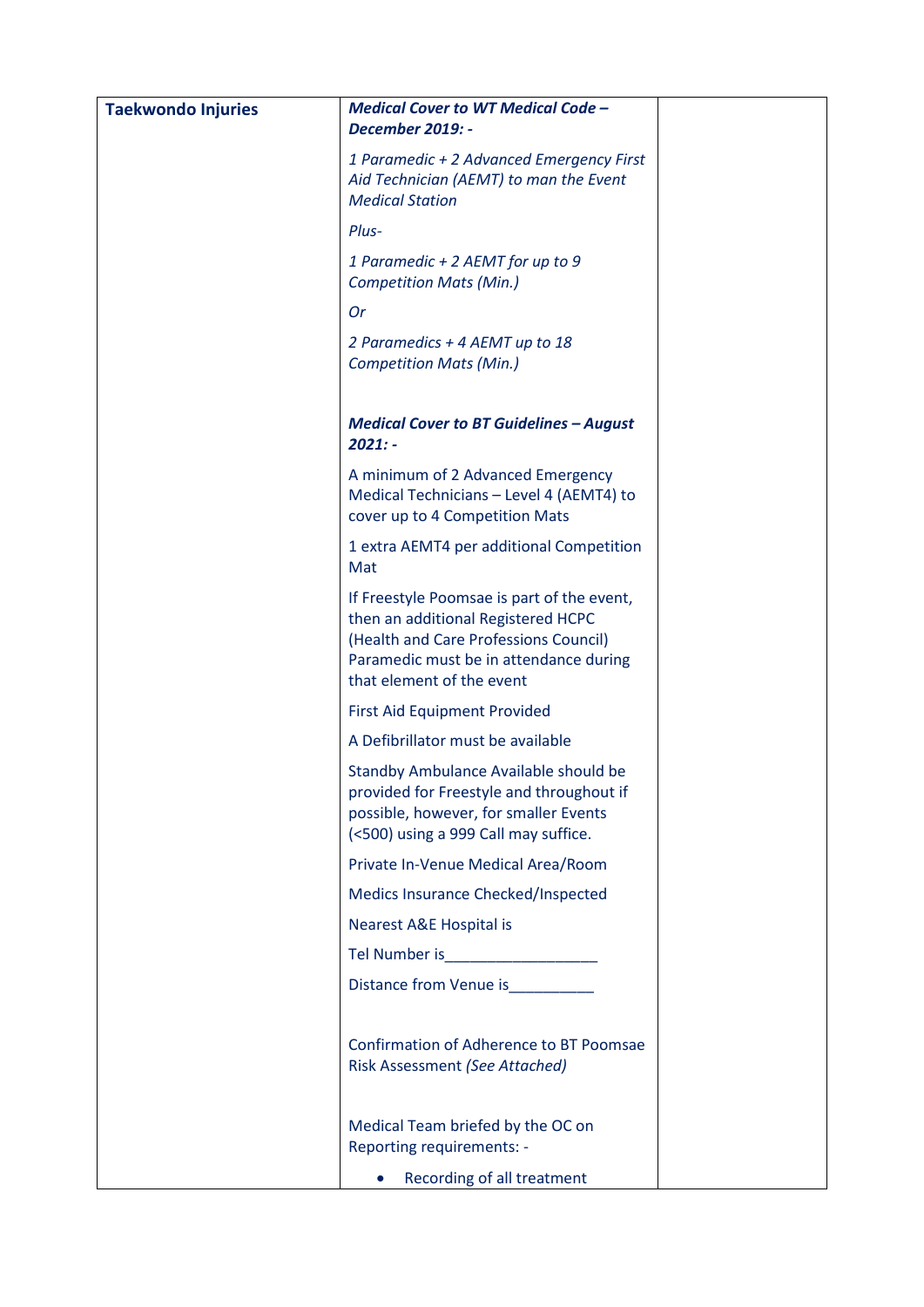| Taekwondo Injuries | ***Medical Cover to WT Medical Code – December 2019: -***<br><br>*1 Paramedic + 2 Advanced Emergency First Aid Technician (AEMT) to man the Event Medical Station*<br><br>*Plus-*<br><br>*1 Paramedic + 2 AEMT for up to 9 Competition Mats (Min.)*<br><br>*Or*<br><br>*2 Paramedics + 4 AEMT up to 18 Competition Mats (Min.)*<br><br>***Medical Cover to BT Guidelines – August 2021: -***<br><br>A minimum of 2 Advanced Emergency Medical Technicians – Level 4 (AEMT4) to cover up to 4 Competition Mats<br><br>1 extra AEMT4 per additional Competition Mat<br><br>If Freestyle Poomsae is part of the event, then an additional Registered HCPC (Health and Care Professions Council) Paramedic must be in attendance during that element of the event<br><br>First Aid Equipment Provided<br><br>A Defibrillator must be available<br><br>Standby Ambulance Available should be provided for Freestyle and throughout if possible, however, for smaller Events (<500) using a 999 Call may suffice.<br><br>Private In-Venue Medical Area/Room<br><br>Medics Insurance Checked/Inspected<br><br>Nearest A&E Hospital is<br><br>Tel Number is__________________<br><br>Distance from Venue is__________<br><br>Confirmation of Adherence to BT Poomsae Risk Assessment *(See Attached)*<br><br>Medical Team briefed by the OC on Reporting requirements: -<br><br>• Recording of all treatment | |
|---|---|---|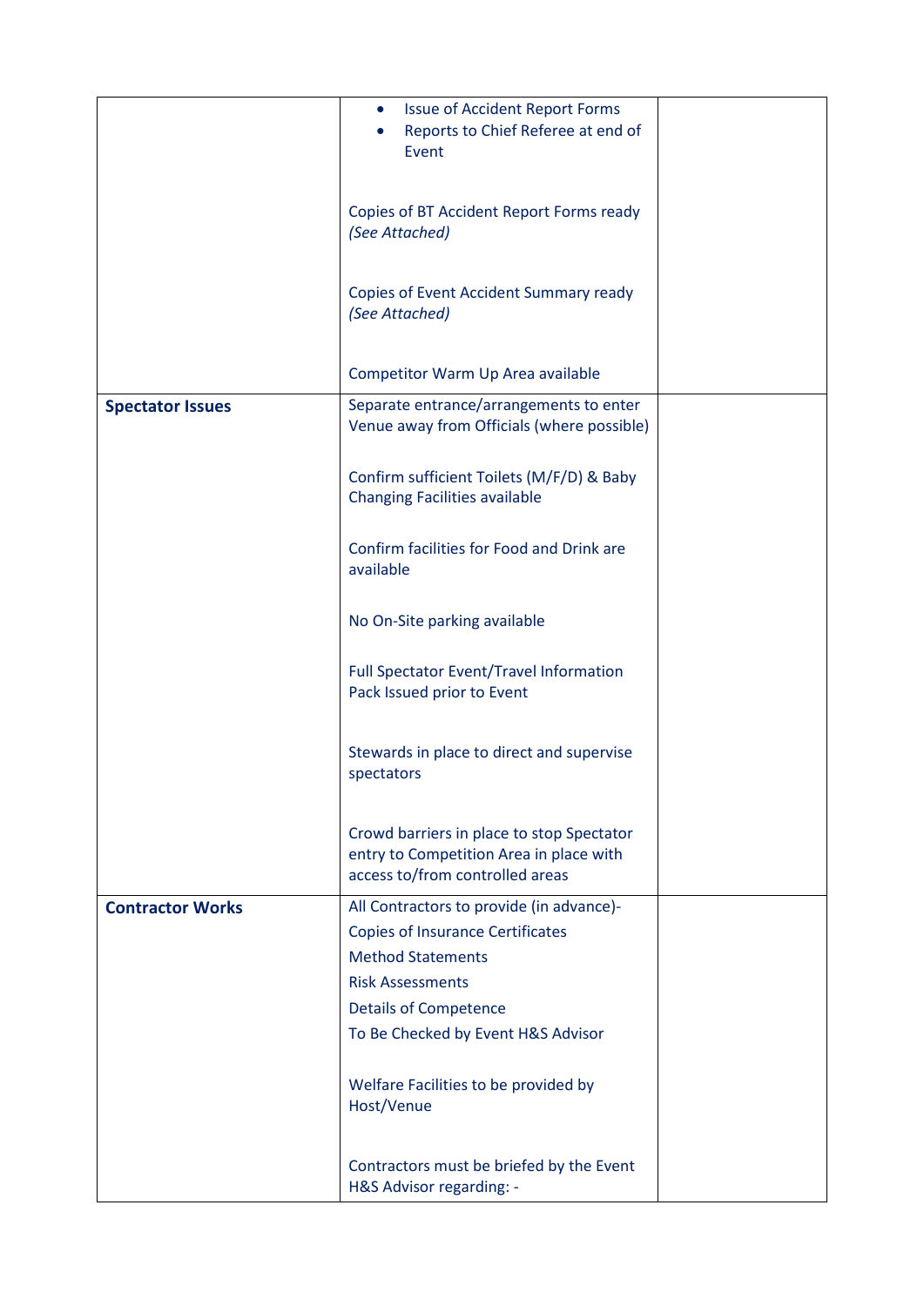| | | |
|---|---|---|
| | • Issue of Accident Report Forms<br>• Reports to Chief Referee at end of Event<br><br>Copies of BT Accident Report Forms ready *(See Attached)*<br><br>Copies of Event Accident Summary ready *(See Attached)*<br><br>Competitor Warm Up Area available | |
| **Spectator Issues** | Separate entrance/arrangements to enter Venue away from Officials (where possible)<br><br>Confirm sufficient Toilets (M/F/D) & Baby Changing Facilities available<br><br>Confirm facilities for Food and Drink are available<br><br>No On-Site parking available<br><br>Full Spectator Event/Travel Information Pack Issued prior to Event<br><br>Stewards in place to direct and supervise spectators<br><br>Crowd barriers in place to stop Spectator entry to Competition Area in place with access to/from controlled areas | |
| **Contractor Works** | All Contractors to provide (in advance)-<br>Copies of Insurance Certificates<br>Method Statements<br>Risk Assessments<br>Details of Competence<br>To Be Checked by Event H&S Advisor<br><br>Welfare Facilities to be provided by Host/Venue<br><br>Contractors must be briefed by the Event H&S Advisor regarding: - | |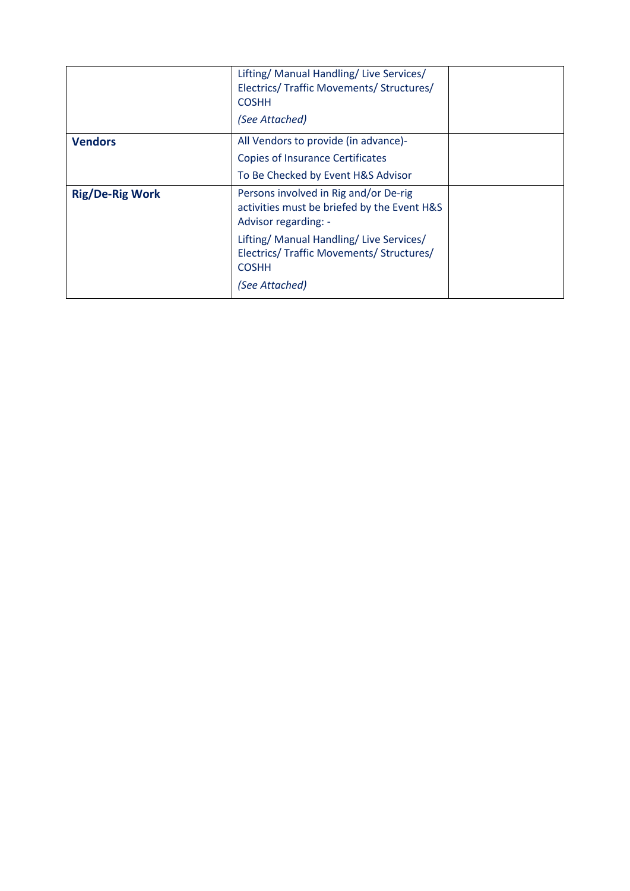|  |  |  |
|---|---|---|
|  | Lifting/ Manual Handling/ Live Services/ Electrics/ Traffic Movements/ Structures/ COSHH<br><br>*(See Attached)* |  |
| **Vendors** | All Vendors to provide (in advance)-<br><br>Copies of Insurance Certificates<br><br>To Be Checked by Event H&S Advisor |  |
| **Rig/De-Rig Work** | Persons involved in Rig and/or De-rig activities must be briefed by the Event H&S Advisor regarding: -<br><br>Lifting/ Manual Handling/ Live Services/ Electrics/ Traffic Movements/ Structures/ COSHH<br><br>*(See Attached)* |  |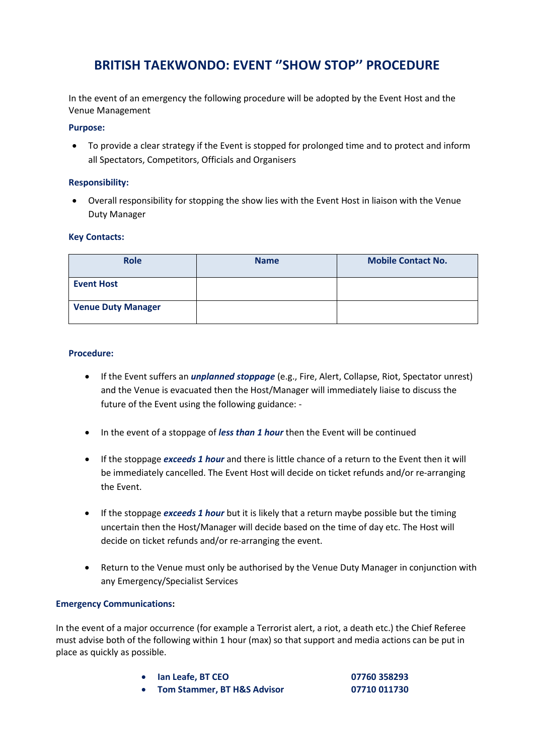# BRITISH TAEKWONDO: EVENT ''SHOW STOP'' PROCEDURE

In the event of an emergency the following procedure will be adopted by the Event Host and the Venue Management

**Purpose:**

- To provide a clear strategy if the Event is stopped for prolonged time and to protect and inform all Spectators, Competitors, Officials and Organisers

**Responsibility:**

- Overall responsibility for stopping the show lies with the Event Host in liaison with the Venue Duty Manager

**Key Contacts:**

| Role | Name | Mobile Contact No. |
|---|---|---|
| **Event Host** | | |
| **Venue Duty Manager** | | |

**Procedure:**

- If the Event suffers an ***unplanned stoppage*** (e.g., Fire, Alert, Collapse, Riot, Spectator unrest) and the Venue is evacuated then the Host/Manager will immediately liaise to discuss the future of the Event using the following guidance: -

- In the event of a stoppage of ***less than 1 hour*** then the Event will be continued

- If the stoppage ***exceeds 1 hour*** and there is little chance of a return to the Event then it will be immediately cancelled. The Event Host will decide on ticket refunds and/or re-arranging the Event.

- If the stoppage ***exceeds 1 hour*** but it is likely that a return maybe possible but the timing uncertain then the Host/Manager will decide based on the time of day etc. The Host will decide on ticket refunds and/or re-arranging the event.

- Return to the Venue must only be authorised by the Venue Duty Manager in conjunction with any Emergency/Specialist Services

**Emergency Communications:**

In the event of a major occurrence (for example a Terrorist alert, a riot, a death etc.) the Chief Referee must advise both of the following within 1 hour (max) so that support and media actions can be put in place as quickly as possible.

- **Ian Leafe, BT CEO** **07760 358293**
- **Tom Stammer, BT H&S Advisor** **07710 011730**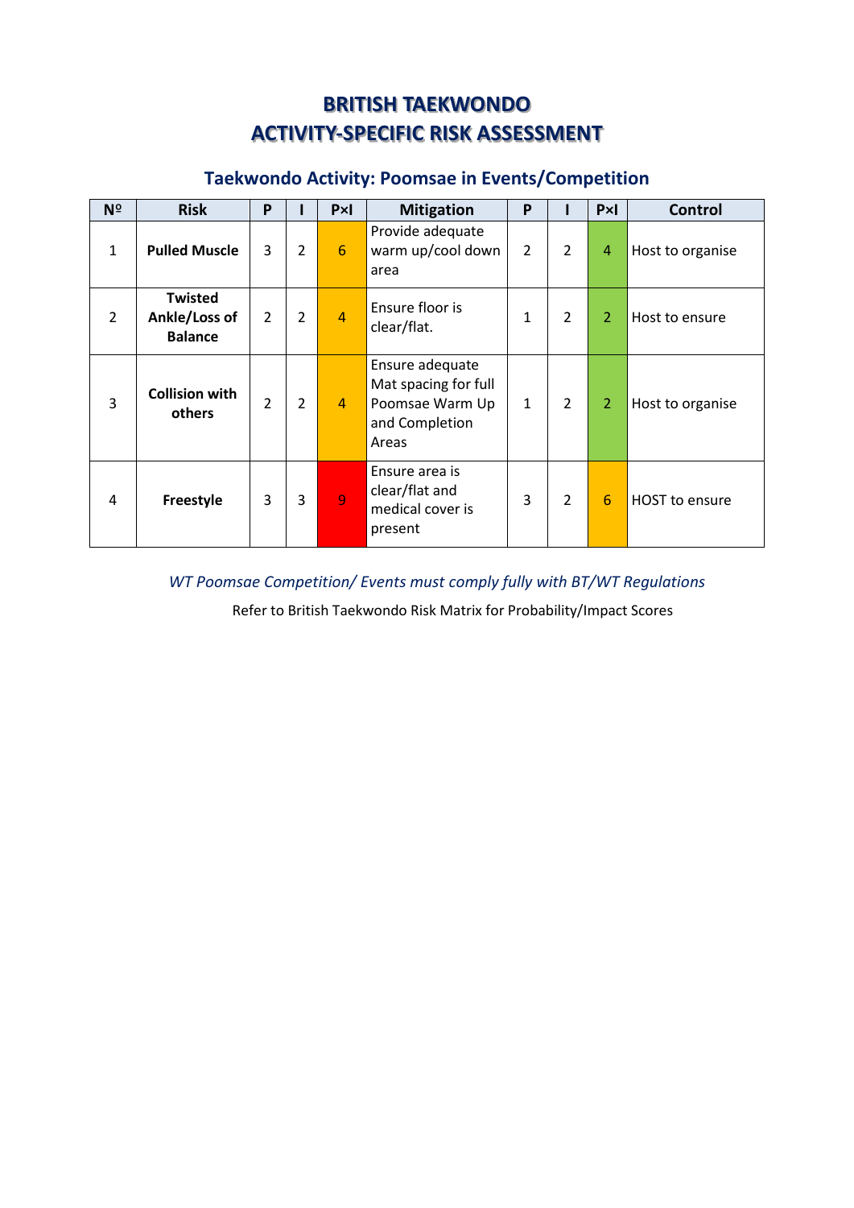# BRITISH TAEKWONDO
# ACTIVITY-SPECIFIC RISK ASSESSMENT

## Taekwondo Activity: Poomsae in Events/Competition

| Nº | Risk | P | I | P×I | Mitigation | P | I | P×I | Control |
|---|---|---|---|---|---|---|---|---|---|
| 1 | **Pulled Muscle** | 3 | 2 | 6 | Provide adequate warm up/cool down area | 2 | 2 | 4 | Host to organise |
| 2 | **Twisted Ankle/Loss of Balance** | 2 | 2 | 4 | Ensure floor is clear/flat. | 1 | 2 | 2 | Host to ensure |
| 3 | **Collision with others** | 2 | 2 | 4 | Ensure adequate Mat spacing for full Poomsae Warm Up and Completion Areas | 1 | 2 | 2 | Host to organise |
| 4 | **Freestyle** | 3 | 3 | 9 | Ensure area is clear/flat and medical cover is present | 3 | 2 | 6 | HOST to ensure |

*WT Poomsae Competition/ Events must comply fully with BT/WT Regulations*

Refer to British Taekwondo Risk Matrix for Probability/Impact Scores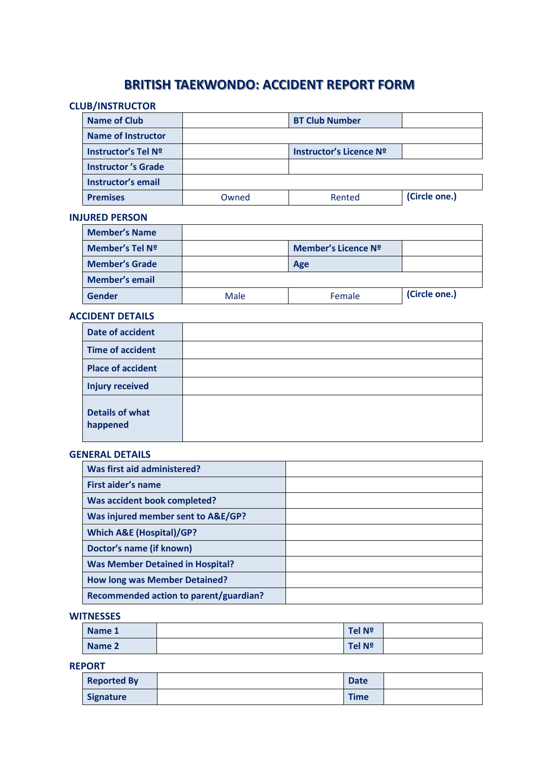# BRITISH TAEKWONDO: ACCIDENT REPORT FORM

## CLUB/INSTRUCTOR

| Name of Club | | BT Club Number | |
|---|---|---|---|
| Name of Instructor | | | |
| Instructor's Tel Nº | | Instructor's Licence Nº | |
| Instructor 's Grade | | | |
| Instructor's email | | | |
| Premises | Owned | Rented | (Circle one.) |

## INJURED PERSON

| Member's Name | | | |
|---|---|---|---|
| Member's Tel Nº | | Member's Licence Nº | |
| Member's Grade | | Age | |
| Member's email | | | |
| Gender | Male | Female | (Circle one.) |

## ACCIDENT DETAILS

| Date of accident | |
|---|---|
| Time of accident | |
| Place of accident | |
| Injury received | |
| Details of what happened | |

## GENERAL DETAILS

| Was first aid administered? | |
|---|---|
| First aider's name | |
| Was accident book completed? | |
| Was injured member sent to A&E/GP? | |
| Which A&E (Hospital)/GP? | |
| Doctor's name (if known) | |
| Was Member Detained in Hospital? | |
| How long was Member Detained? | |
| Recommended action to parent/guardian? | |

## WITNESSES

| Name 1 | | Tel Nº | |
|---|---|---|---|
| Name 2 | | Tel Nº | |

## REPORT

| Reported By | | Date | |
|---|---|---|---|
| Signature | | Time | |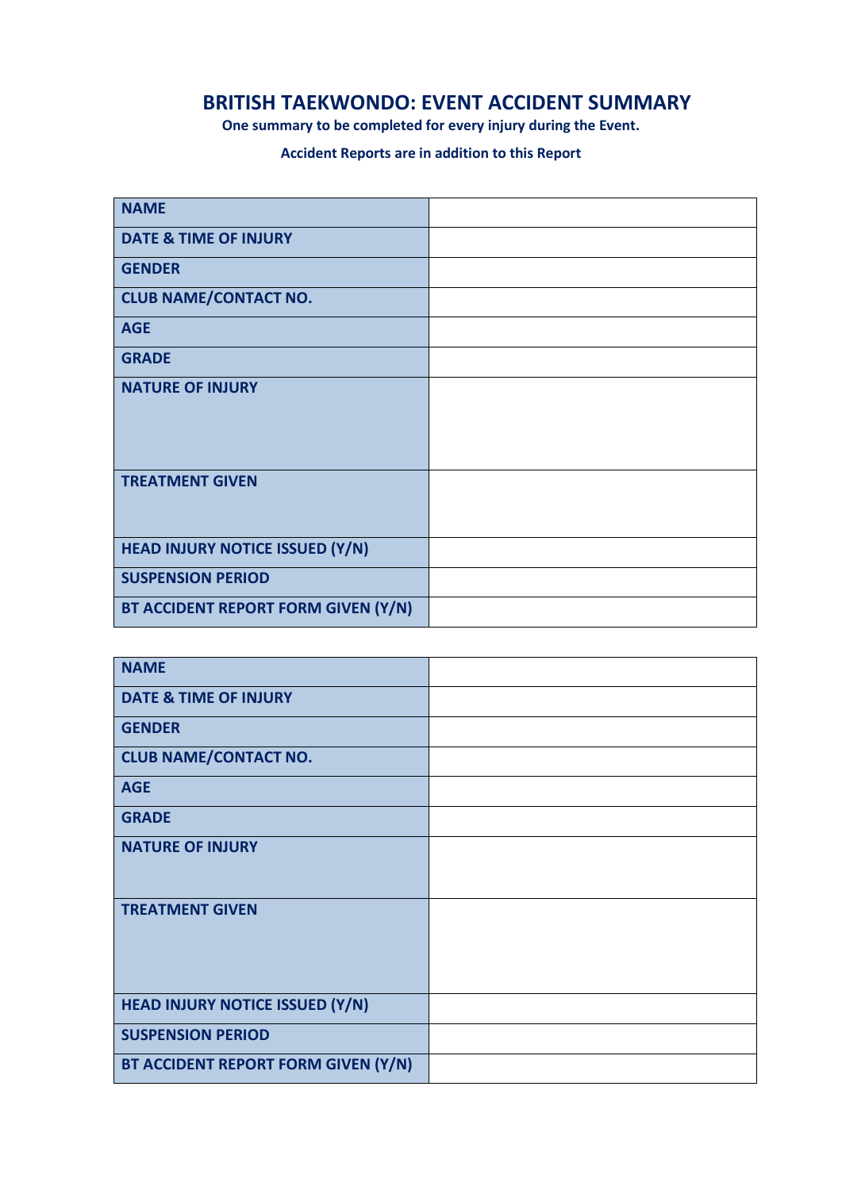# BRITISH TAEKWONDO: EVENT ACCIDENT SUMMARY

**One summary to be completed for every injury during the Event.**

**Accident Reports are in addition to this Report**

| | |
|---|---|
| **NAME** | |
| **DATE & TIME OF INJURY** | |
| **GENDER** | |
| **CLUB NAME/CONTACT NO.** | |
| **AGE** | |
| **GRADE** | |
| **NATURE OF INJURY** | |
| **TREATMENT GIVEN** | |
| **HEAD INJURY NOTICE ISSUED (Y/N)** | |
| **SUSPENSION PERIOD** | |
| **BT ACCIDENT REPORT FORM GIVEN (Y/N)** | |

| | |
|---|---|
| **NAME** | |
| **DATE & TIME OF INJURY** | |
| **GENDER** | |
| **CLUB NAME/CONTACT NO.** | |
| **AGE** | |
| **GRADE** | |
| **NATURE OF INJURY** | |
| **TREATMENT GIVEN** | |
| **HEAD INJURY NOTICE ISSUED (Y/N)** | |
| **SUSPENSION PERIOD** | |
| **BT ACCIDENT REPORT FORM GIVEN (Y/N)** | |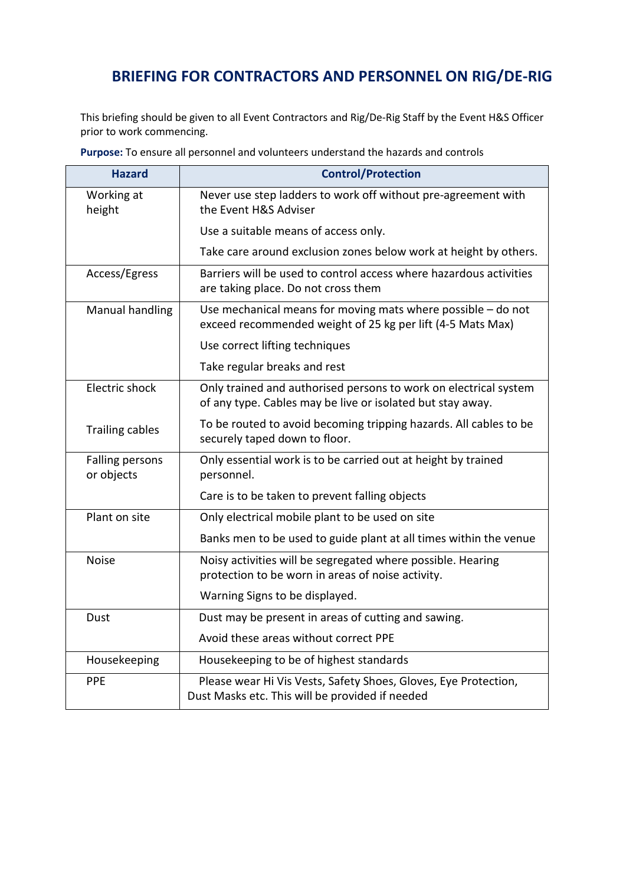# BRIEFING FOR CONTRACTORS AND PERSONNEL ON RIG/DE-RIG

This briefing should be given to all Event Contractors and Rig/De-Rig Staff by the Event H&S Officer prior to work commencing.

**Purpose:** To ensure all personnel and volunteers understand the hazards and controls

| Hazard | Control/Protection |
|---|---|
| Working at height | Never use step ladders to work off without pre-agreement with the Event H&S Adviser<br><br>Use a suitable means of access only.<br><br>Take care around exclusion zones below work at height by others. |
| Access/Egress | Barriers will be used to control access where hazardous activities are taking place. Do not cross them |
| Manual handling | Use mechanical means for moving mats where possible – do not exceed recommended weight of 25 kg per lift (4-5 Mats Max)<br><br>Use correct lifting techniques<br><br>Take regular breaks and rest |
| Electric shock<br><br>Trailing cables | Only trained and authorised persons to work on electrical system of any type. Cables may be live or isolated but stay away.<br><br>To be routed to avoid becoming tripping hazards. All cables to be securely taped down to floor. |
| Falling persons or objects | Only essential work is to be carried out at height by trained personnel.<br><br>Care is to be taken to prevent falling objects |
| Plant on site | Only electrical mobile plant to be used on site<br><br>Banks men to be used to guide plant at all times within the venue |
| Noise | Noisy activities will be segregated where possible. Hearing protection to be worn in areas of noise activity.<br><br>Warning Signs to be displayed. |
| Dust | Dust may be present in areas of cutting and sawing.<br><br>Avoid these areas without correct PPE |
| Housekeeping | Housekeeping to be of highest standards |
| PPE | Please wear Hi Vis Vests, Safety Shoes, Gloves, Eye Protection, Dust Masks etc. This will be provided if needed |